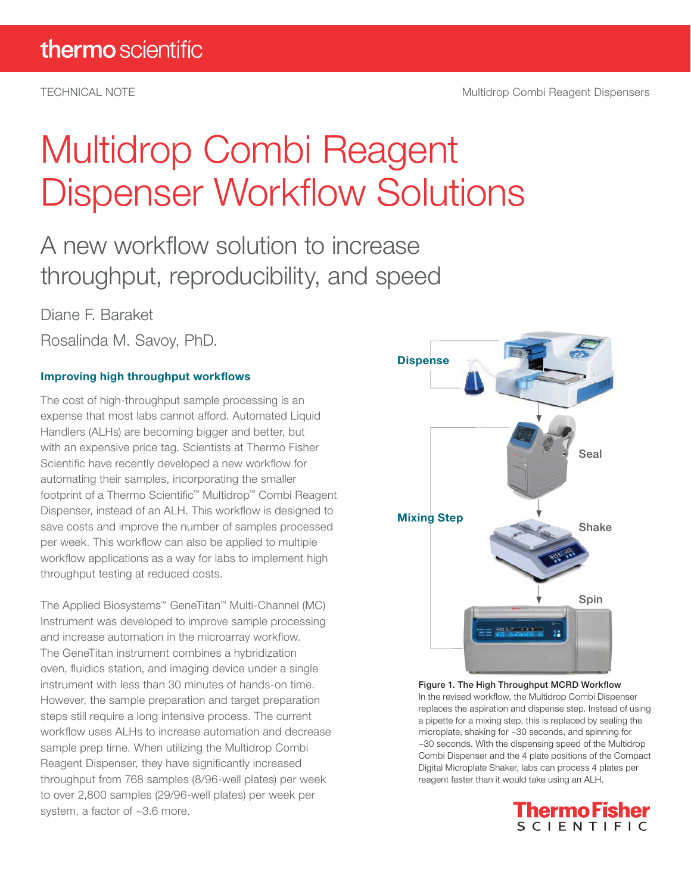TECHNICAL NOTE

# Multidrop Combi Reagent Dispenser Workflow Solutions

## A new workflow solution to increase throughput, reproducibility, and speed

Diane F. Baraket

Rosalinda M. Savoy, PhD.

### Improving high throughput workflows

The cost of high-throughput sample processing is an expense that most labs cannot afford. Automated Liquid Handlers (ALHs) are becoming bigger and better, but with an expensive price tag. Scientists at Thermo Fisher Scientific have recently developed a new workflow for automating their samples, incorporating the smaller footprint of a Thermo Scientific™ Multidrop™ Combi Reagent Dispenser, instead of an ALH. This workflow is designed to save costs and improve the number of samples processed per week. This workflow can also be applied to multiple workflow applications as a way for labs to implement high throughput testing at reduced costs.

The Applied Biosystems™ GeneTitan™ Multi-Channel (MC) Instrument was developed to improve sample processing and increase automation in the microarray workflow. The GeneTitan instrument combines a hybridization oven, fluidics station, and imaging device under a single instrument with less than 30 minutes of hands-on time. However, the sample preparation and target preparation steps still require a long intensive process. The current workflow uses ALHs to increase automation and decrease sample prep time. When utilizing the Multidrop Combi Reagent Dispenser, they have significantly increased throughput from 768 samples (8/96-well plates) per week to over 2,800 samples (29/96-well plates) per week per system, a factor of ~3.6 more.

Dispense

Seal

Mixing Step

Shake

Spin

**Figure 1. The High Throughput MCRD Workflow**
In the revised workflow, the Multidrop Combi Dispenser replaces the aspiration and dispense step. Instead of using a pipette for a mixing step, this is replaced by sealing the microplate, shaking for ~30 seconds, and spinning for ~30 seconds. With the dispensing speed of the Multidrop Combi Dispenser and the 4 plate positions of the Compact Digital Microplate Shaker, labs can process 4 plates per reagent faster than it would take using an ALH.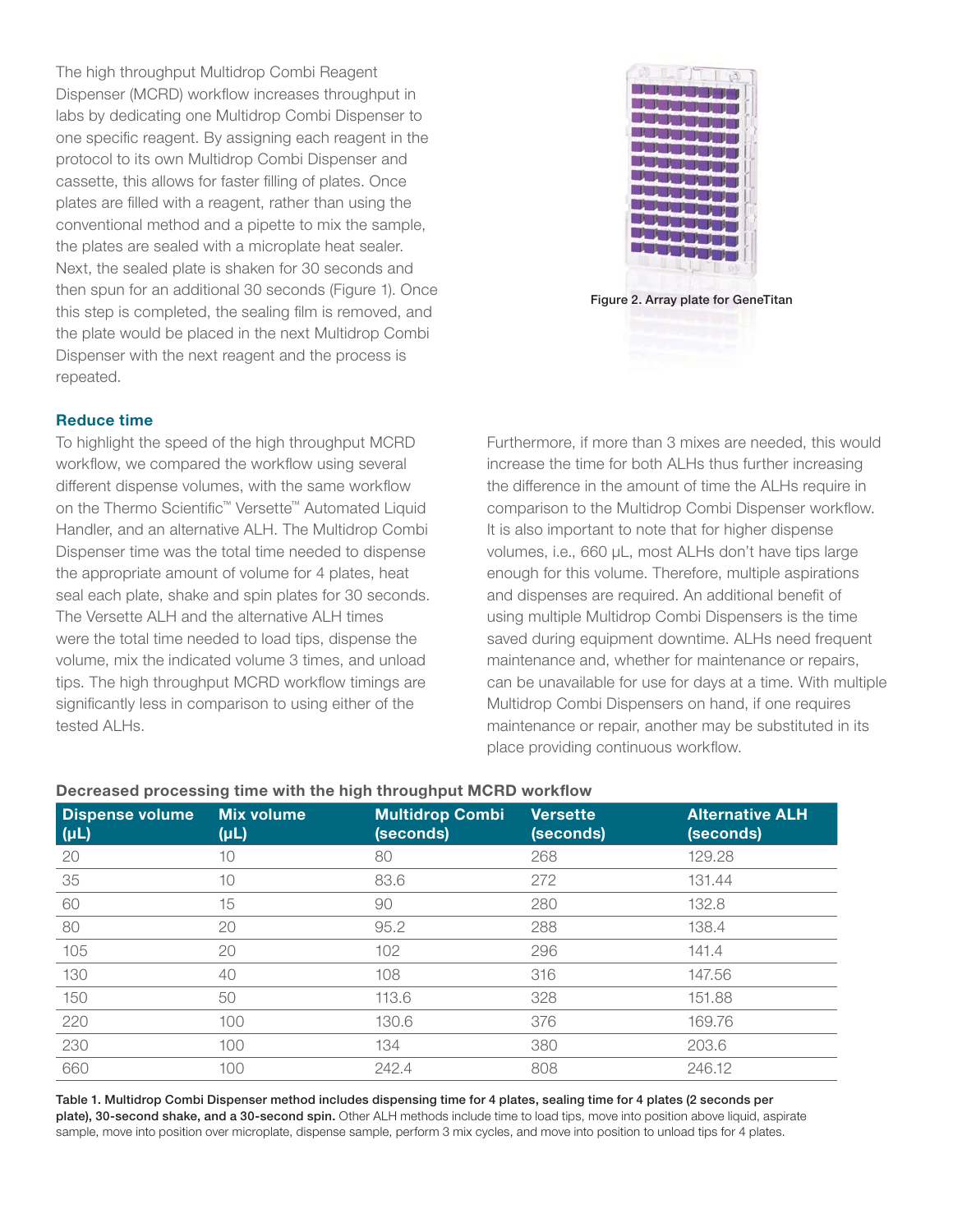The high throughput Multidrop Combi Reagent Dispenser (MCRD) workflow increases throughput in labs by dedicating one Multidrop Combi Dispenser to one specific reagent. By assigning each reagent in the protocol to its own Multidrop Combi Dispenser and cassette, this allows for faster filling of plates. Once plates are filled with a reagent, rather than using the conventional method and a pipette to mix the sample, the plates are sealed with a microplate heat sealer. Next, the sealed plate is shaken for 30 seconds and then spun for an additional 30 seconds (Figure 1). Once this step is completed, the sealing film is removed, and the plate would be placed in the next Multidrop Combi Dispenser with the next reagent and the process is repeated.

Figure 2. Array plate for GeneTitan

### Reduce time

To highlight the speed of the high throughput MCRD workflow, we compared the workflow using several different dispense volumes, with the same workflow on the Thermo Scientific™ Versette™ Automated Liquid Handler, and an alternative ALH. The Multidrop Combi Dispenser time was the total time needed to dispense the appropriate amount of volume for 4 plates, heat seal each plate, shake and spin plates for 30 seconds. The Versette ALH and the alternative ALH times were the total time needed to load tips, dispense the volume, mix the indicated volume 3 times, and unload tips. The high throughput MCRD workflow timings are significantly less in comparison to using either of the tested ALHs.

Furthermore, if more than 3 mixes are needed, this would increase the time for both ALHs thus further increasing the difference in the amount of time the ALHs require in comparison to the Multidrop Combi Dispenser workflow. It is also important to note that for higher dispense volumes, i.e., 660 µL, most ALHs don't have tips large enough for this volume. Therefore, multiple aspirations and dispenses are required. An additional benefit of using multiple Multidrop Combi Dispensers is the time saved during equipment downtime. ALHs need frequent maintenance and, whether for maintenance or repairs, can be unavailable for use for days at a time. With multiple Multidrop Combi Dispensers on hand, if one requires maintenance or repair, another may be substituted in its place providing continuous workflow.

**Decreased processing time with the high throughput MCRD workflow**

| Dispense volume (µL) | Mix volume (µL) | Multidrop Combi (seconds) | Versette (seconds) | Alternative ALH (seconds) |
|---|---|---|---|---|
| 20 | 10 | 80 | 268 | 129.28 |
| 35 | 10 | 83.6 | 272 | 131.44 |
| 60 | 15 | 90 | 280 | 132.8 |
| 80 | 20 | 95.2 | 288 | 138.4 |
| 105 | 20 | 102 | 296 | 141.4 |
| 130 | 40 | 108 | 316 | 147.56 |
| 150 | 50 | 113.6 | 328 | 151.88 |
| 220 | 100 | 130.6 | 376 | 169.76 |
| 230 | 100 | 134 | 380 | 203.6 |
| 660 | 100 | 242.4 | 808 | 246.12 |

**Table 1. Multidrop Combi Dispenser method includes dispensing time for 4 plates, sealing time for 4 plates (2 seconds per plate), 30-second shake, and a 30-second spin.** Other ALH methods include time to load tips, move into position above liquid, aspirate sample, move into position over microplate, dispense sample, perform 3 mix cycles, and move into position to unload tips for 4 plates.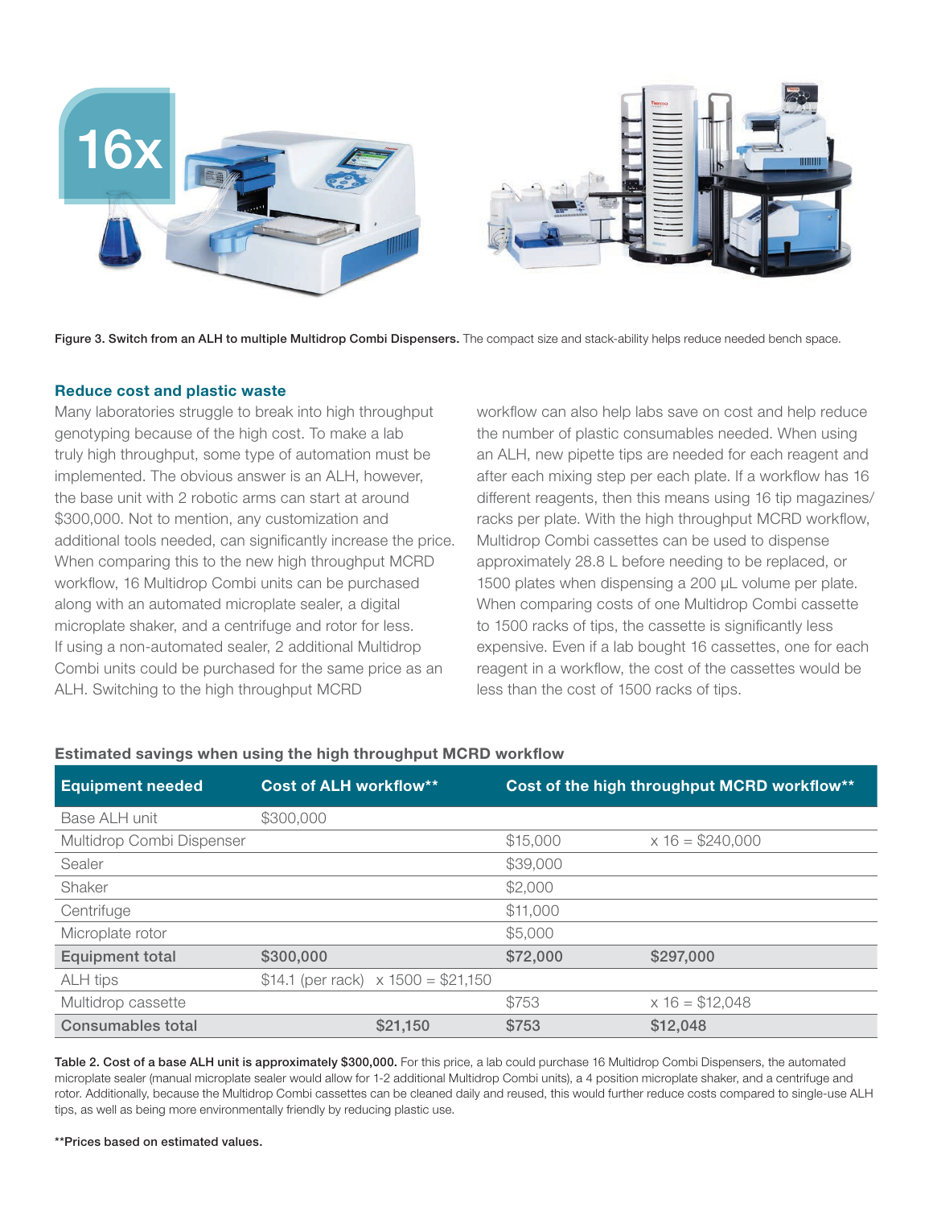Figure 3. Switch from an ALH to multiple Multidrop Combi Dispensers. The compact size and stack-ability helps reduce needed bench space.

### Reduce cost and plastic waste

Many laboratories struggle to break into high throughput genotyping because of the high cost. To make a lab truly high throughput, some type of automation must be implemented. The obvious answer is an ALH, however, the base unit with 2 robotic arms can start at around $300,000. Not to mention, any customization and additional tools needed, can significantly increase the price. When comparing this to the new high throughput MCRD workflow, 16 Multidrop Combi units can be purchased along with an automated microplate sealer, a digital microplate shaker, and a centrifuge and rotor for less. If using a non-automated sealer, 2 additional Multidrop Combi units could be purchased for the same price as an ALH. Switching to the high throughput MCRD workflow can also help labs save on cost and help reduce the number of plastic consumables needed. When using an ALH, new pipette tips are needed for each reagent and after each mixing step per each plate. If a workflow has 16 different reagents, then this means using 16 tip magazines/racks per plate. With the high throughput MCRD workflow, Multidrop Combi cassettes can be used to dispense approximately 28.8 L before needing to be replaced, or 1500 plates when dispensing a 200 µL volume per plate. When comparing costs of one Multidrop Combi cassette to 1500 racks of tips, the cassette is significantly less expensive. Even if a lab bought 16 cassettes, one for each reagent in a workflow, the cost of the cassettes would be less than the cost of 1500 racks of tips.

**Estimated savings when using the high throughput MCRD workflow**

| Equipment needed | Cost of ALH workflow** | | Cost of the high throughput MCRD workflow** | |
|---|---|---|---|---|
| Base ALH unit | $300,000 | | | |
| Multidrop Combi Dispenser | | | $15,000 | x 16 = $240,000 |
| Sealer | | | $39,000 | |
| Shaker | | | $2,000 | |
| Centrifuge | | | $11,000 | |
| Microplate rotor | | | $5,000 | |
| **Equipment total** | **$300,000** | | **$72,000** | **$297,000** |
| ALH tips | $14.1 (per rack) | x 1500 = $21,150 | | |
| Multidrop cassette | | | $753 | x 16 = $12,048 |
| **Consumables total** | | **$21,150** | **$753** | **$12,048** |

**Table 2. Cost of a base ALH unit is approximately $300,000.** For this price, a lab could purchase 16 Multidrop Combi Dispensers, the automated microplate sealer (manual microplate sealer would allow for 1-2 additional Multidrop Combi units), a 4 position microplate shaker, and a centrifuge and rotor. Additionally, because the Multidrop Combi cassettes can be cleaned daily and reused, this would further reduce costs compared to single-use ALH tips, as well as being more environmentally friendly by reducing plastic use.

**\*\*Prices based on estimated values.**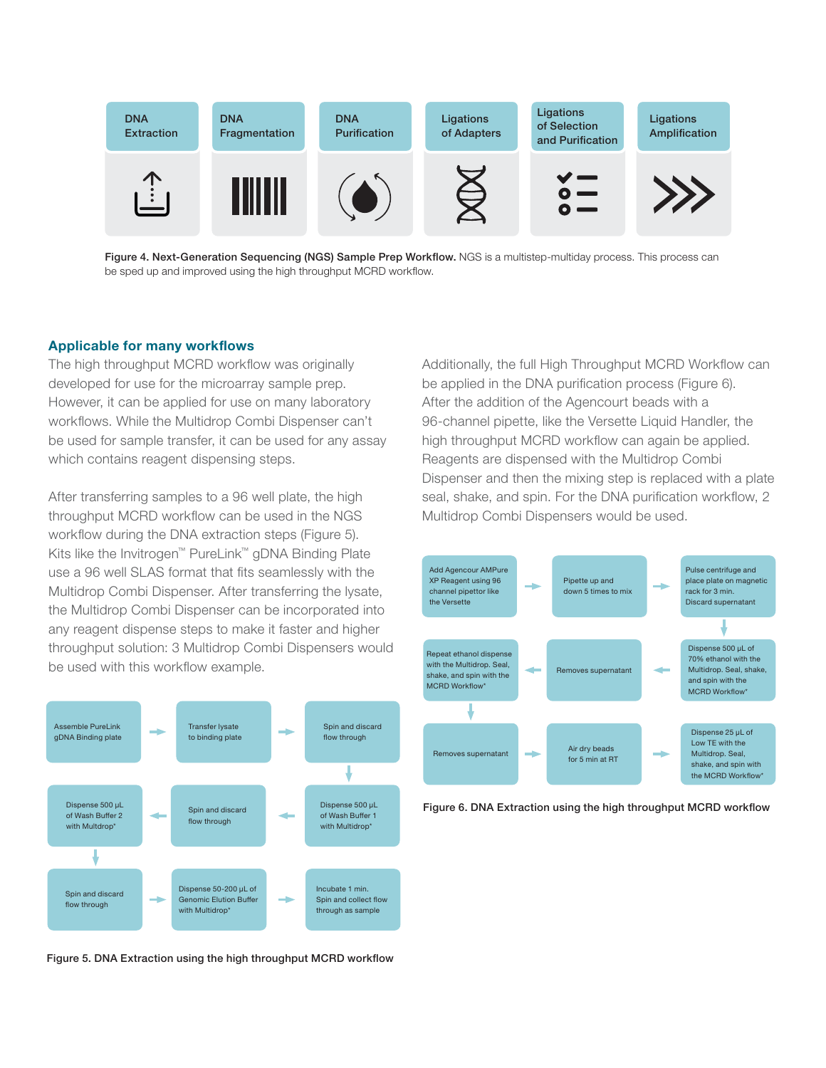| DNA Extraction | DNA Fragmentation | DNA Purification | Ligations of Adapters | Ligations of Selection and Purification | Ligations Amplification |
|---|---|---|---|---|---|

**Figure 4. Next-Generation Sequencing (NGS) Sample Prep Workflow.** NGS is a multistep-multiday process. This process can be sped up and improved using the high throughput MCRD workflow.

## Applicable for many workflows

The high throughput MCRD workflow was originally developed for use for the microarray sample prep. However, it can be applied for use on many laboratory workflows. While the Multidrop Combi Dispenser can't be used for sample transfer, it can be used for any assay which contains reagent dispensing steps.

After transferring samples to a 96 well plate, the high throughput MCRD workflow can be used in the NGS workflow during the DNA extraction steps (Figure 5). Kits like the Invitrogen™ PureLink™ gDNA Binding Plate use a 96 well SLAS format that fits seamlessly with the Multidrop Combi Dispenser. After transferring the lysate, the Multidrop Combi Dispenser can be incorporated into any reagent dispense steps to make it faster and higher throughput solution: 3 Multidrop Combi Dispensers would be used with this workflow example.

1. Assemble PureLink gDNA Binding plate
2. Transfer lysate to binding plate
3. Spin and discard flow through
4. Dispense 500 µL of Wash Buffer 1 with Multidrop*
5. Spin and discard flow through
6. Dispense 500 µL of Wash Buffer 2 with Multidrop*
7. Spin and discard flow through
8. Dispense 50-200 µL of Genomic Elution Buffer with Multidrop*
9. Incubate 1 min. Spin and collect flow through as sample

**Figure 5. DNA Extraction using the high throughput MCRD workflow**

Additionally, the full High Throughput MCRD Workflow can be applied in the DNA purification process (Figure 6). After the addition of the Agencourt beads with a 96-channel pipette, like the Versette Liquid Handler, the high throughput MCRD workflow can again be applied. Reagents are dispensed with the Multidrop Combi Dispenser and then the mixing step is replaced with a plate seal, shake, and spin. For the DNA purification workflow, 2 Multidrop Combi Dispensers would be used.

1. Add Agencour AMPure XP Reagent using 96 channel pipettor like the Versette
2. Pipette up and down 5 times to mix
3. Pulse centrifuge and place plate on magnetic rack for 3 min. Discard supernatant
4. Dispense 500 µL of 70% ethanol with the Multidrop. Seal, shake, and spin with the MCRD Workflow*
5. Removes supernatant
6. Repeat ethanol dispense with the Multidrop. Seal, shake, and spin with the MCRD Workflow*
7. Removes supernatant
8. Air dry beads for 5 min at RT
9. Dispense 25 µL of Low TE with the Multidrop. Seal, shake, and spin with the MCRD Workflow*

**Figure 6. DNA Extraction using the high throughput MCRD workflow**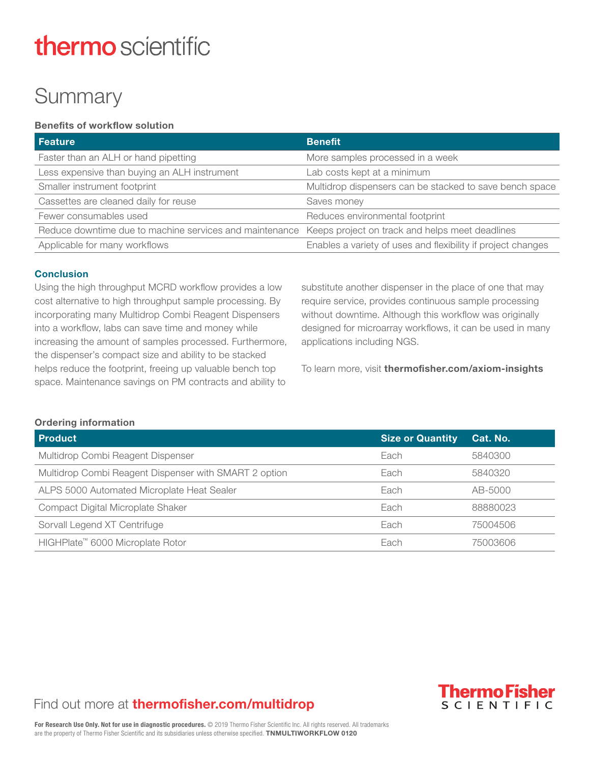# Summary

**Benefits of workflow solution**

| Feature | Benefit |
|---|---|
| Faster than an ALH or hand pipetting | More samples processed in a week |
| Less expensive than buying an ALH instrument | Lab costs kept at a minimum |
| Smaller instrument footprint | Multidrop dispensers can be stacked to save bench space |
| Cassettes are cleaned daily for reuse | Saves money |
| Fewer consumables used | Reduces environmental footprint |
| Reduce downtime due to machine services and maintenance | Keeps project on track and helps meet deadlines |
| Applicable for many workflows | Enables a variety of uses and flexibility if project changes |

### Conclusion

Using the high throughput MCRD workflow provides a low cost alternative to high throughput sample processing. By incorporating many Multidrop Combi Reagent Dispensers into a workflow, labs can save time and money while increasing the amount of samples processed. Furthermore, the dispenser's compact size and ability to be stacked helps reduce the footprint, freeing up valuable bench top space. Maintenance savings on PM contracts and ability to substitute another dispenser in the place of one that may require service, provides continuous sample processing without downtime. Although this workflow was originally designed for microarray workflows, it can be used in many applications including NGS.

To learn more, visit **thermofisher.com/axiom-insights**

**Ordering information**

| Product | Size or Quantity | Cat. No. |
|---|---|---|
| Multidrop Combi Reagent Dispenser | Each | 5840300 |
| Multidrop Combi Reagent Dispenser with SMART 2 option | Each | 5840320 |
| ALPS 5000 Automated Microplate Heat Sealer | Each | AB-5000 |
| Compact Digital Microplate Shaker | Each | 88880023 |
| Sorvall Legend XT Centrifuge | Each | 75004506 |
| HIGHPlate™ 6000 Microplate Rotor | Each | 75003606 |

Find out more at **thermofisher.com/multidrop**

**For Research Use Only. Not for use in diagnostic procedures.** © 2019 Thermo Fisher Scientific Inc. All rights reserved. All trademarks are the property of Thermo Fisher Scientific and its subsidiaries unless otherwise specified. **TNMULTIWORKFLOW 0120**